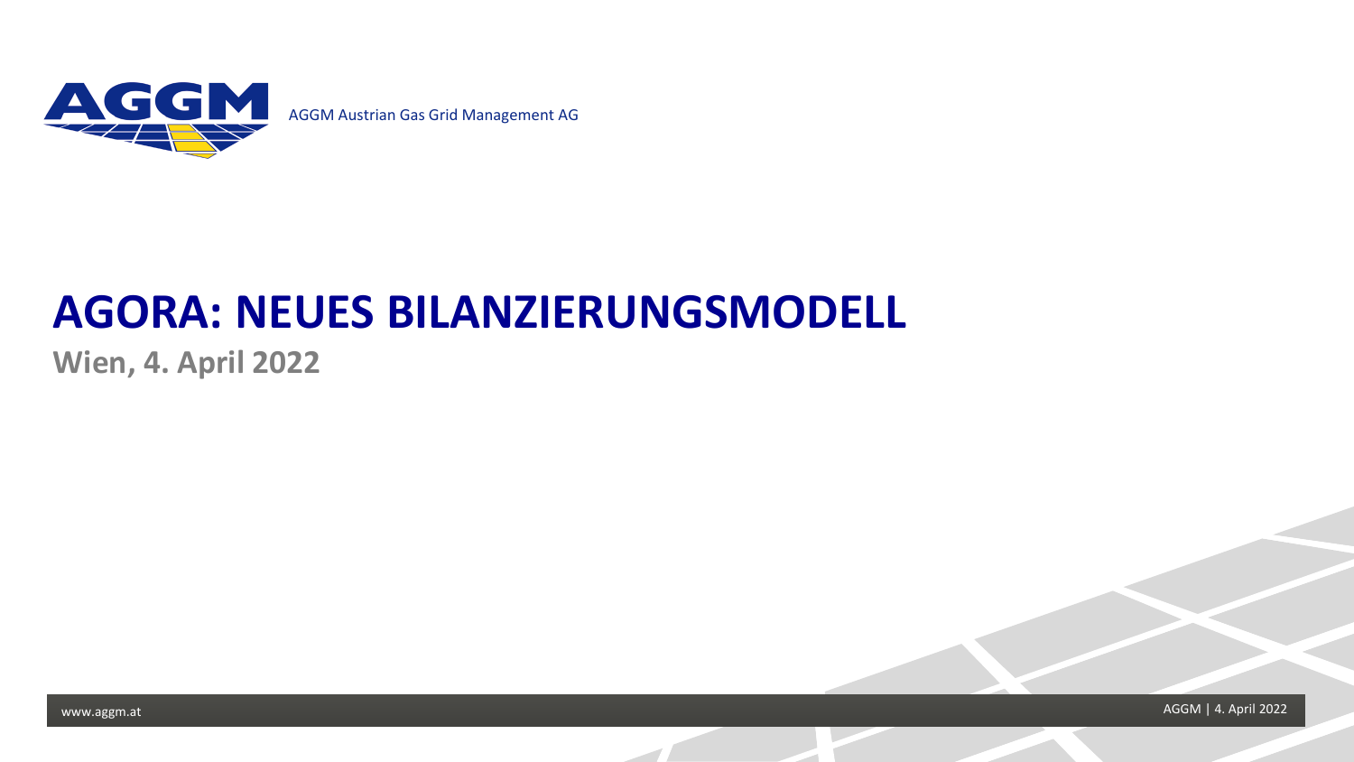AGGM Austrian Gas Grid Management AG

# AGORA: NEUES BILANZIERUNGSMODELL

**Wien, 4. April 2022**

www.aggm.at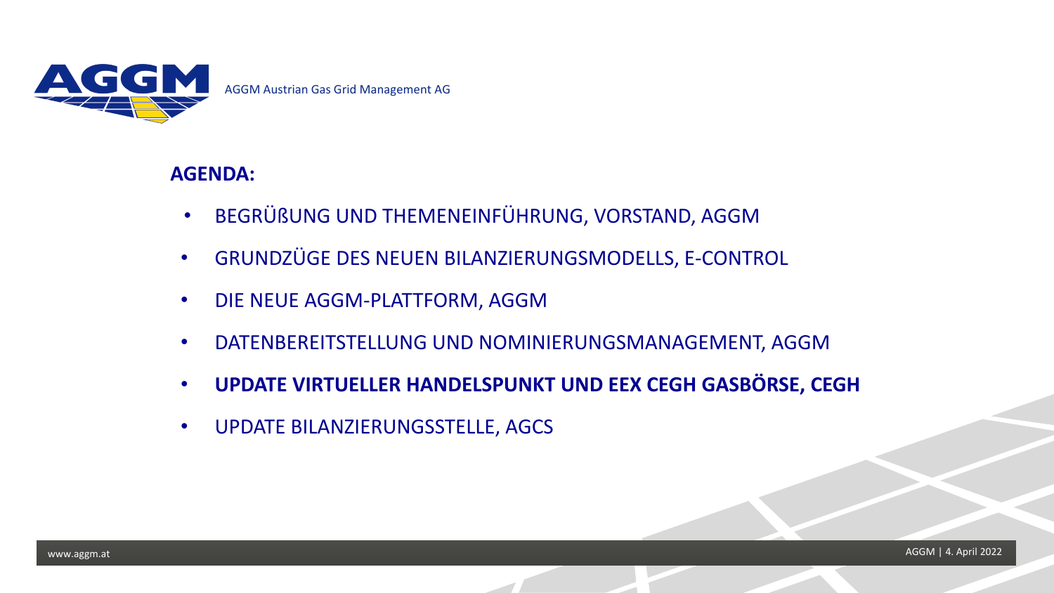AGGM Austrian Gas Grid Management AG

## AGENDA:

- BEGRÜßUNG UND THEMENEINFÜHRUNG, VORSTAND, AGGM
- GRUNDZÜGE DES NEUEN BILANZIERUNGSMODELLS, E-CONTROL
- DIE NEUE AGGM-PLATTFORM, AGGM
- DATENBEREITSTELLUNG UND NOMINIERUNGSMANAGEMENT, AGGM
- **UPDATE VIRTUELLER HANDELSPUNKT UND EEX CEGH GASBÖRSE, CEGH**
- UPDATE BILANZIERUNGSSTELLE, AGCS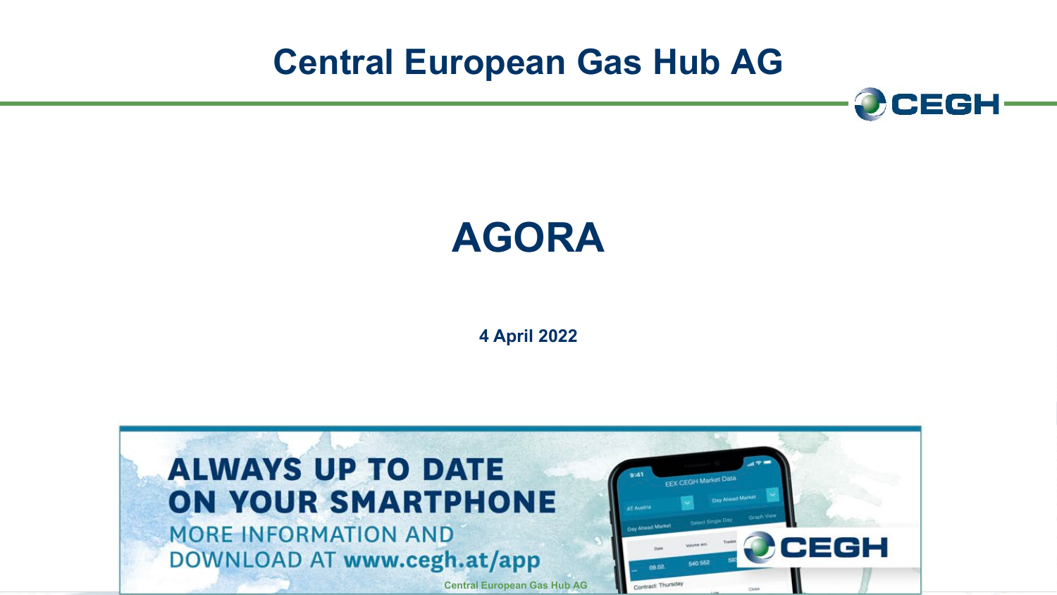# Central European Gas Hub AG

# AGORA

**4 April 2022**

**ALWAYS UP TO DATE ON YOUR SMARTPHONE**

MORE INFORMATION AND DOWNLOAD AT **www.cegh.at/app**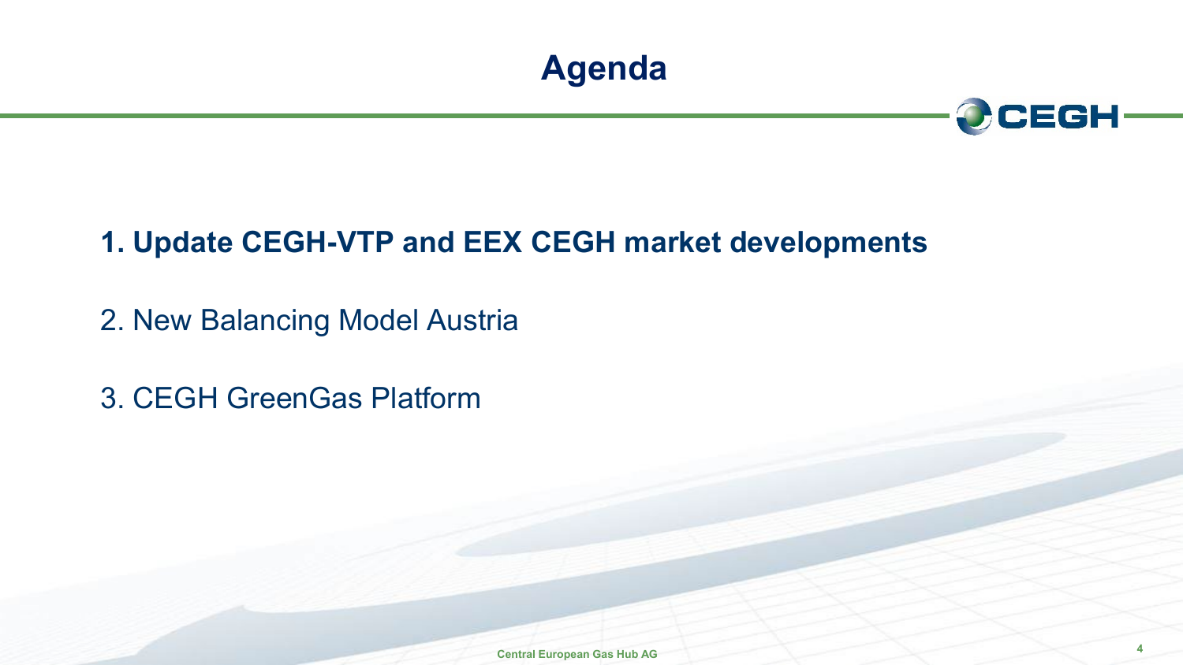# Agenda

**1. Update CEGH-VTP and EEX CEGH market developments**

2. New Balancing Model Austria

3. CEGH GreenGas Platform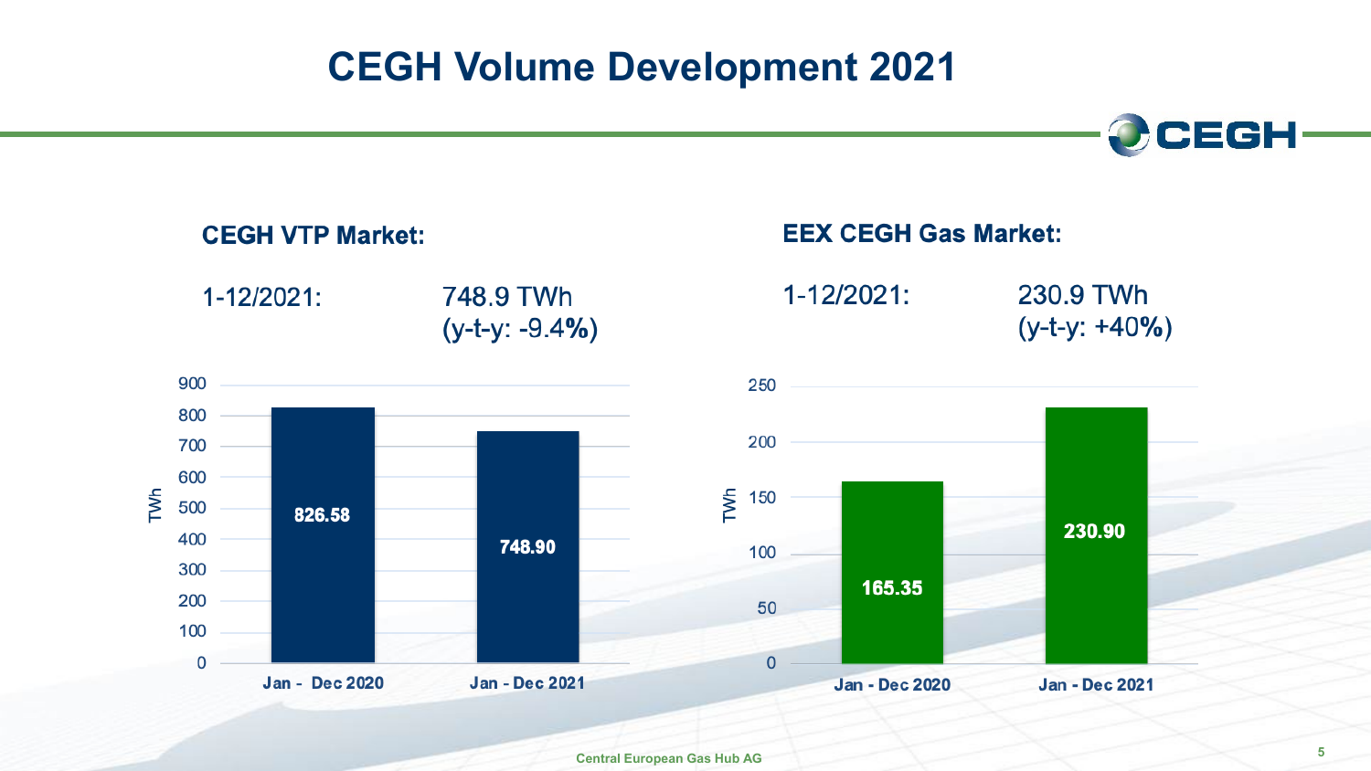# CEGH Volume Development 2021

**CEGH VTP Market:**

1-12/2021: 748.9 TWh (y-t-y: -9.4**%**)

| | TWh |
|---|---|
| Jan - Dec 2020 | 826.58 |
| Jan - Dec 2021 | 748.90 |

**EEX CEGH Gas Market:**

1-12/2021: 230.9 TWh (y-t-y: +40**%**)

| | TWh |
|---|---|
| Jan - Dec 2020 | 165.35 |
| Jan - Dec 2021 | 230.90 |

Central European Gas Hub AG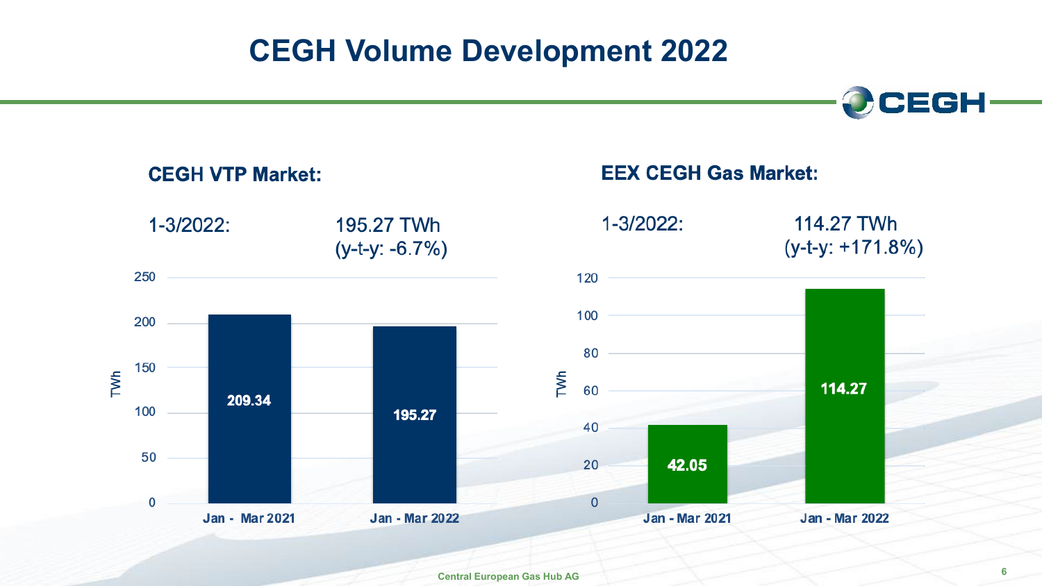# CEGH Volume Development 2022

## CEGH VTP Market:

1-3/2022: 195.27 TWh (y-t-y: -6.7%)

| | TWh |
|---|---|
| Jan - Mar 2021 | 209.34 |
| Jan - Mar 2022 | 195.27 |

## EEX CEGH Gas Market:

1-3/2022: 114.27 TWh (y-t-y: +171.8%)

| | TWh |
|---|---|
| Jan - Mar 2021 | 42.05 |
| Jan - Mar 2022 | 114.27 |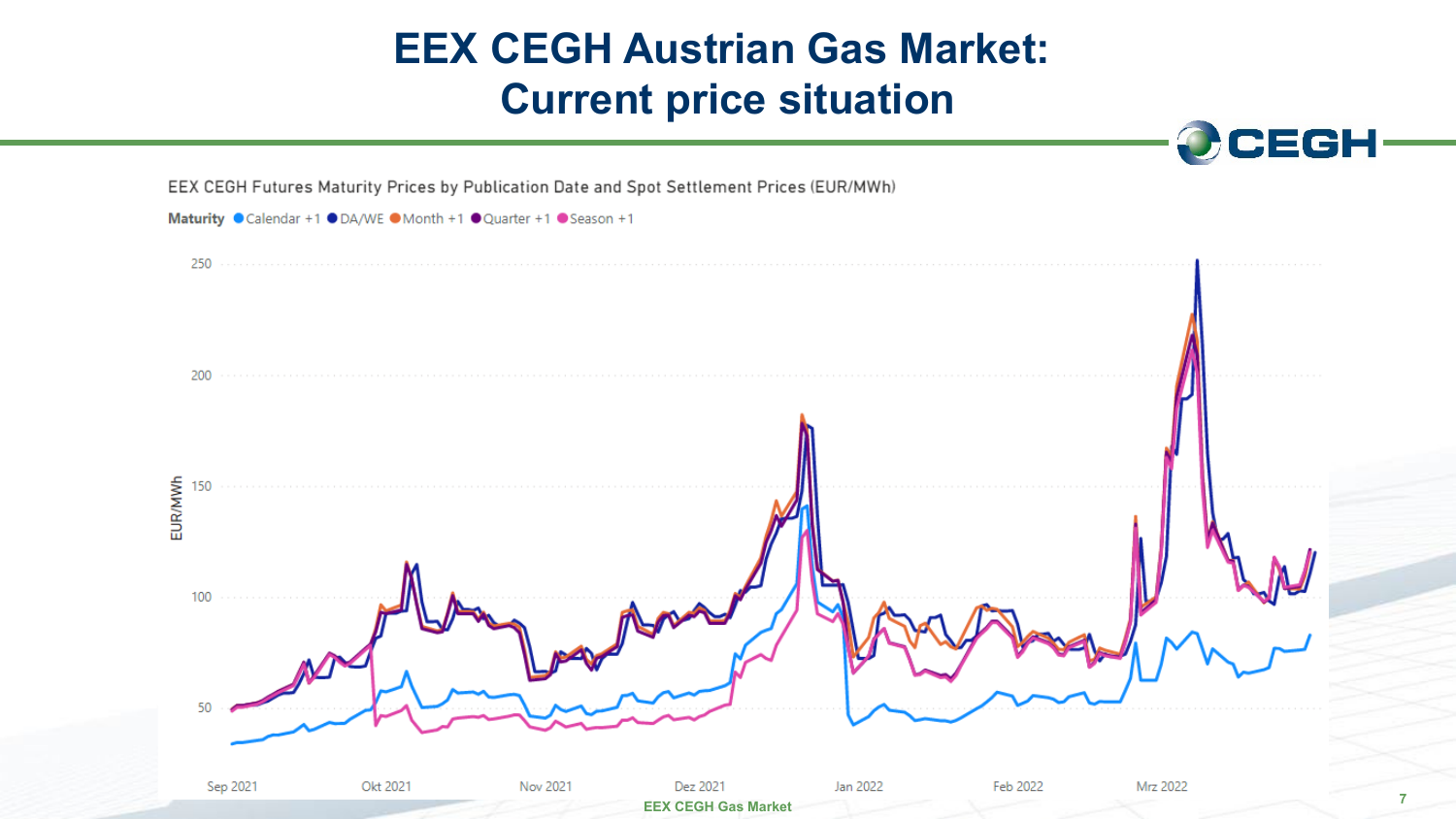# EEX CEGH Austrian Gas Market: Current price situation

EEX CEGH Futures Maturity Prices by Publication Date and Spot Settlement Prices (EUR/MWh)

**Maturity** ● Calendar +1 ● DA/WE ● Month +1 ● Quarter +1 ● Season +1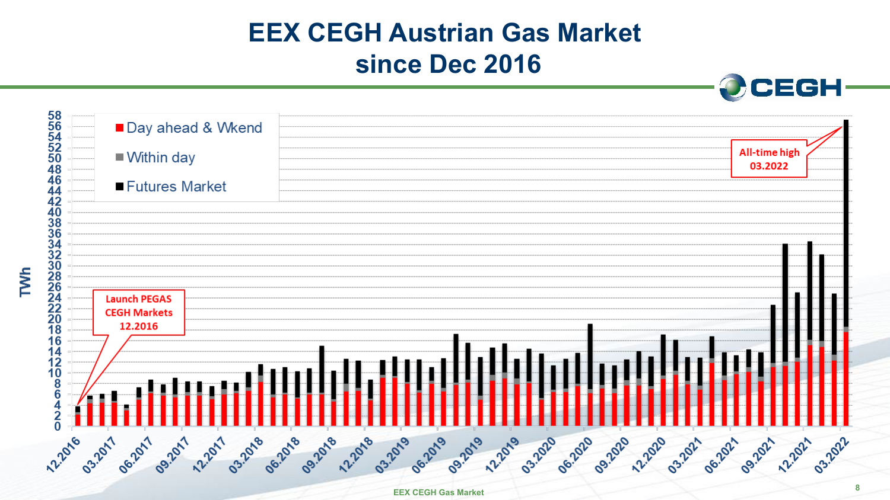# EEX CEGH Austrian Gas Market since Dec 2016

TWh

- Day ahead & Wkend
- Within day
- Futures Market

Launch PEGAS CEGH Markets 12.2016

All-time high 03.2022

12.2016, 03.2017, 06.2017, 09.2017, 12.2017, 03.2018, 06.2018, 09.2018, 12.2018, 03.2019, 06.2019, 09.2019, 12.2019, 03.2020, 06.2020, 09.2020, 12.2020, 03.2021, 06.2021, 09.2021, 12.2021, 03.2022

EEX CEGH Gas Market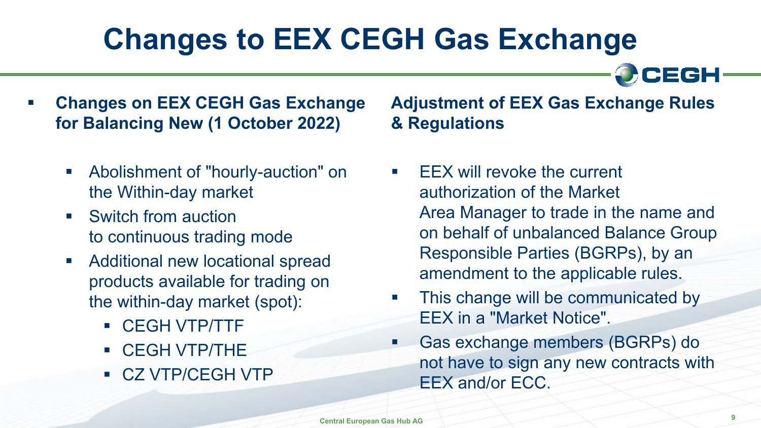# Changes to EEX CEGH Gas Exchange

- **Changes on EEX CEGH Gas Exchange for Balancing New (1 October 2022)**
  - Abolishment of "hourly-auction" on the Within-day market
  - Switch from auction to continuous trading mode
  - Additional new locational spread products available for trading on the within-day market (spot):
    - CEGH VTP/TTF
    - CEGH VTP/THE
    - CZ VTP/CEGH VTP

**Adjustment of EEX Gas Exchange Rules & Regulations**

- EEX will revoke the current authorization of the Market Area Manager to trade in the name and on behalf of unbalanced Balance Group Responsible Parties (BGRPs), by an amendment to the applicable rules.
- This change will be communicated by EEX in a "Market Notice".
- Gas exchange members (BGRPs) do not have to sign any new contracts with EEX and/or ECC.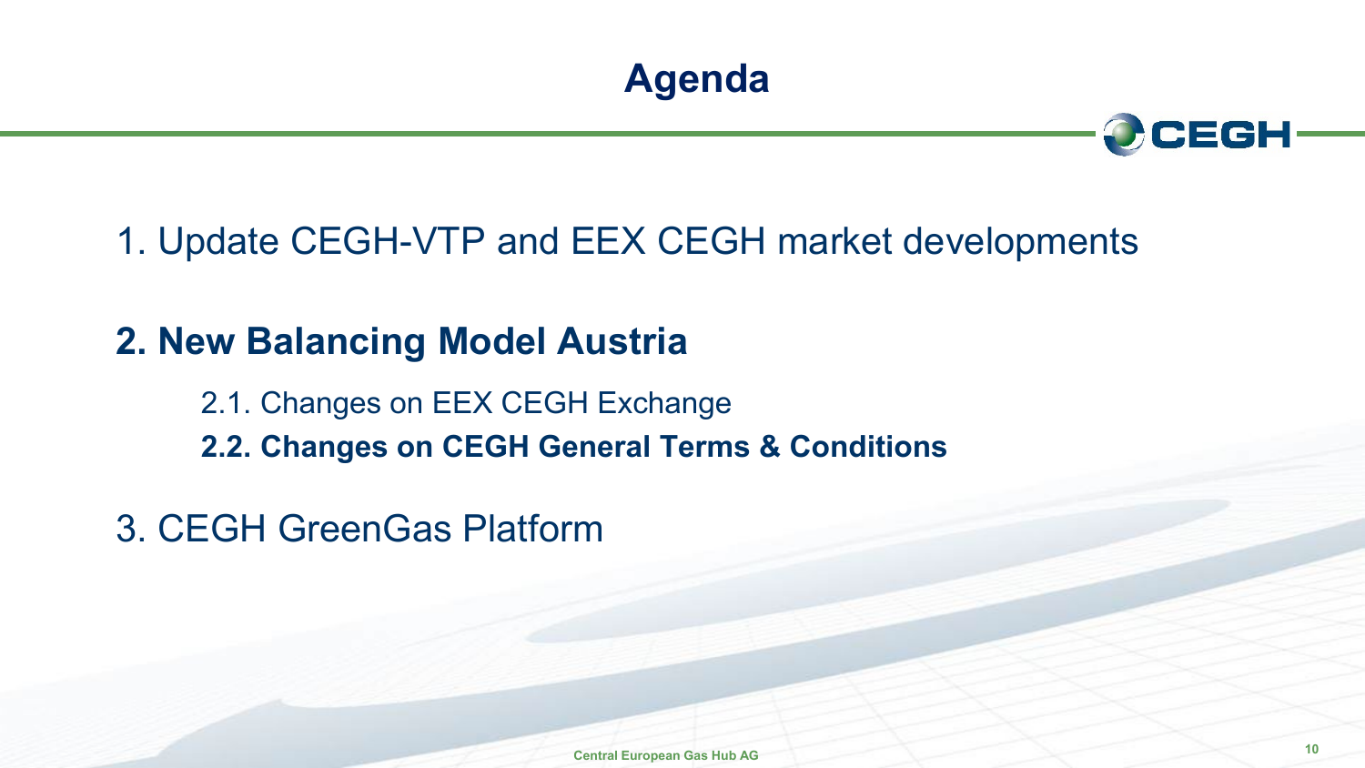# Agenda

1. Update CEGH-VTP and EEX CEGH market developments

**2. New Balancing Model Austria**

   2.1. Changes on EEX CEGH Exchange

   **2.2. Changes on CEGH General Terms & Conditions**

3. CEGH GreenGas Platform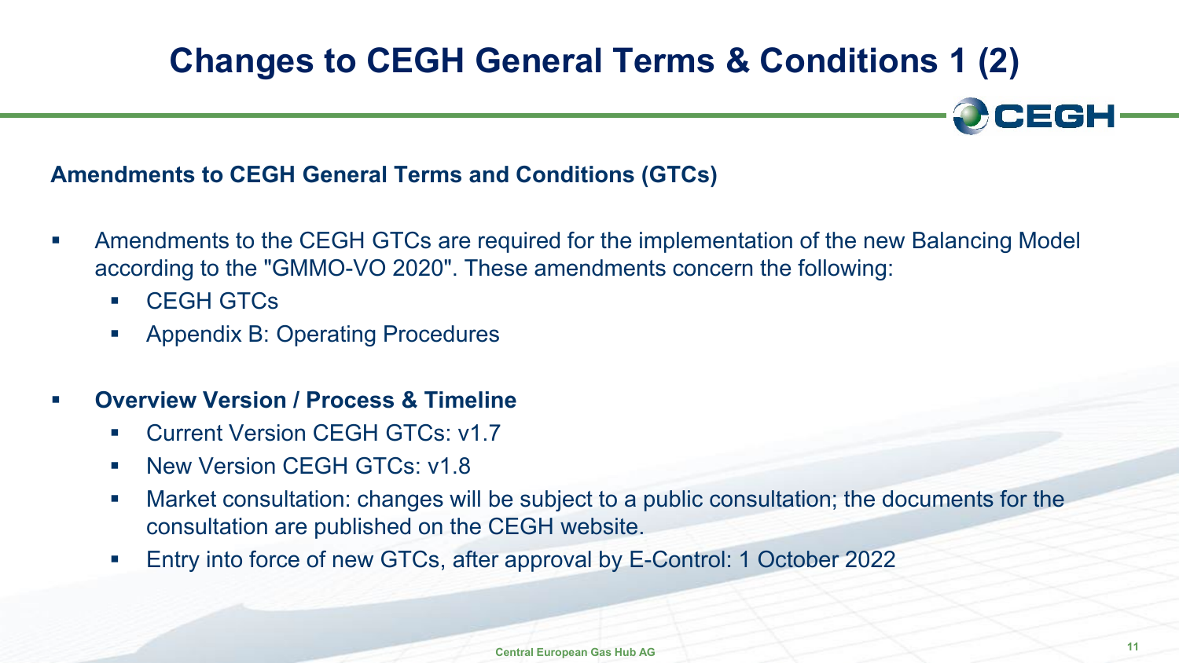# Changes to CEGH General Terms & Conditions 1 (2)

**Amendments to CEGH General Terms and Conditions (GTCs)**

- Amendments to the CEGH GTCs are required for the implementation of the new Balancing Model according to the "GMMO-VO 2020". These amendments concern the following:
  - CEGH GTCs
  - Appendix B: Operating Procedures

- **Overview Version / Process & Timeline**
  - Current Version CEGH GTCs: v1.7
  - New Version CEGH GTCs: v1.8
  - Market consultation: changes will be subject to a public consultation; the documents for the consultation are published on the CEGH website.
  - Entry into force of new GTCs, after approval by E-Control: 1 October 2022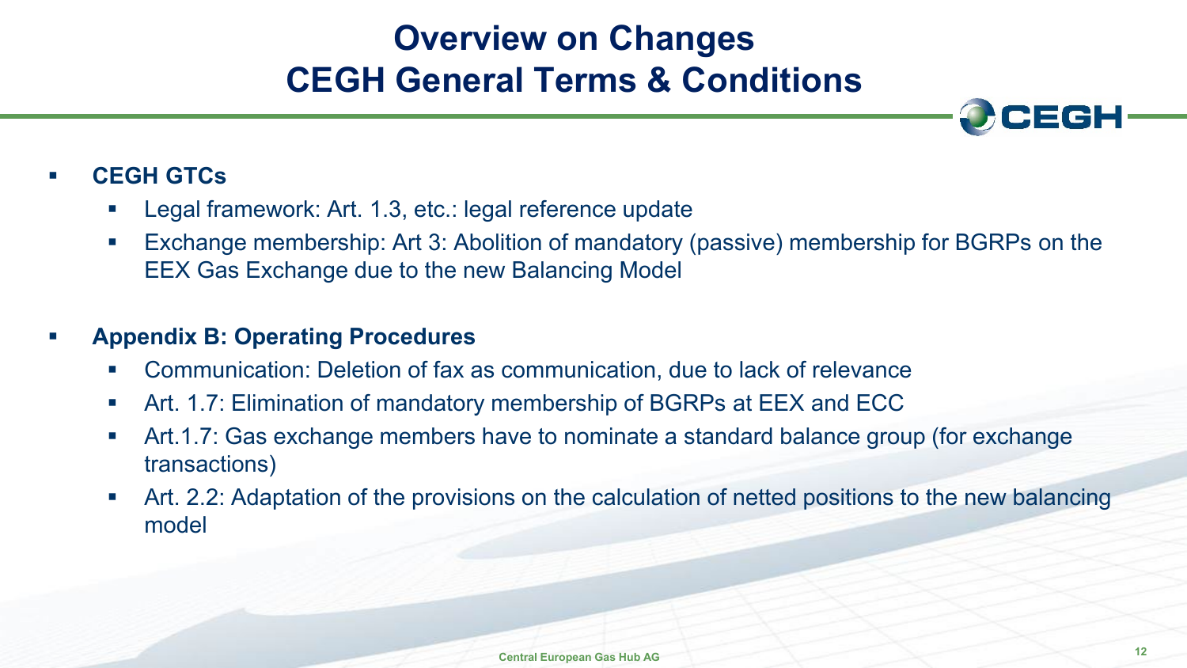# Overview on Changes CEGH General Terms & Conditions

- **CEGH GTCs**
  - Legal framework: Art. 1.3, etc.: legal reference update
  - Exchange membership: Art 3: Abolition of mandatory (passive) membership for BGRPs on the EEX Gas Exchange due to the new Balancing Model

- **Appendix B: Operating Procedures**
  - Communication: Deletion of fax as communication, due to lack of relevance
  - Art. 1.7: Elimination of mandatory membership of BGRPs at EEX and ECC
  - Art.1.7: Gas exchange members have to nominate a standard balance group (for exchange transactions)
  - Art. 2.2: Adaptation of the provisions on the calculation of netted positions to the new balancing model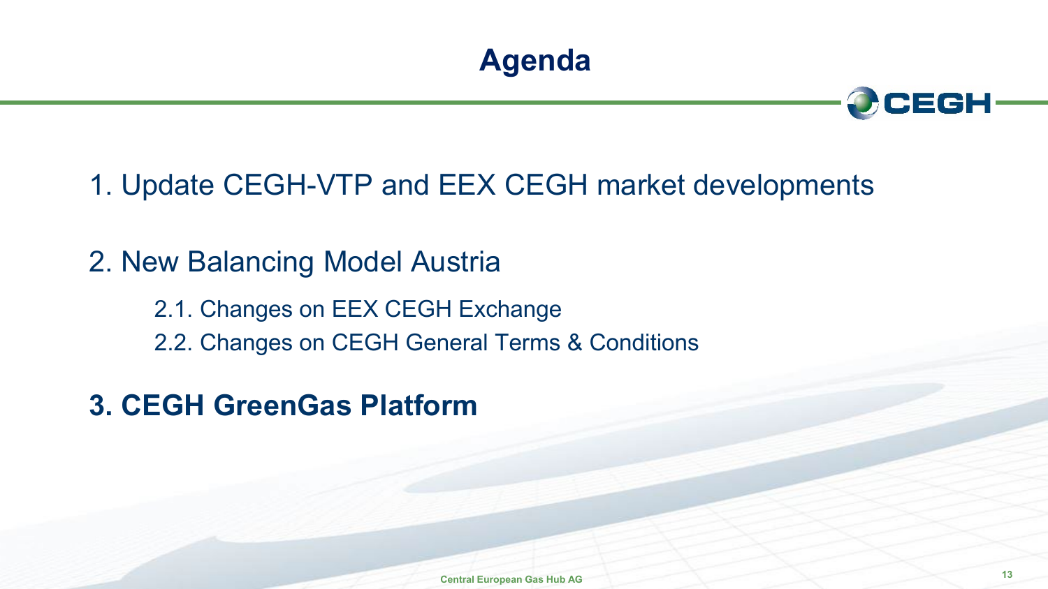# Agenda

1. Update CEGH-VTP and EEX CEGH market developments

2. New Balancing Model Austria

   2.1. Changes on EEX CEGH Exchange

   2.2. Changes on CEGH General Terms & Conditions

**3. CEGH GreenGas Platform**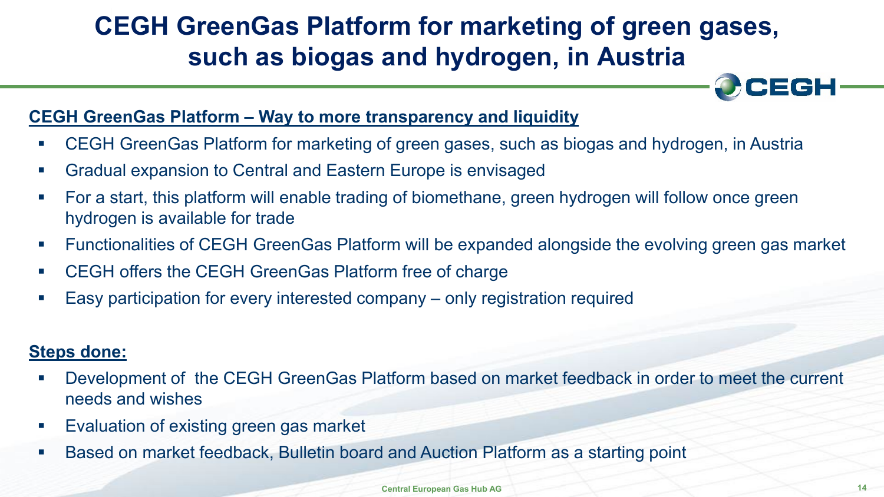# CEGH GreenGas Platform for marketing of green gases, such as biogas and hydrogen, in Austria

**CEGH GreenGas Platform – Way to more transparency and liquidity**

- CEGH GreenGas Platform for marketing of green gases, such as biogas and hydrogen, in Austria
- Gradual expansion to Central and Eastern Europe is envisaged
- For a start, this platform will enable trading of biomethane, green hydrogen will follow once green hydrogen is available for trade
- Functionalities of CEGH GreenGas Platform will be expanded alongside the evolving green gas market
- CEGH offers the CEGH GreenGas Platform free of charge
- Easy participation for every interested company – only registration required

**Steps done:**

- Development of the CEGH GreenGas Platform based on market feedback in order to meet the current needs and wishes
- Evaluation of existing green gas market
- Based on market feedback, Bulletin board and Auction Platform as a starting point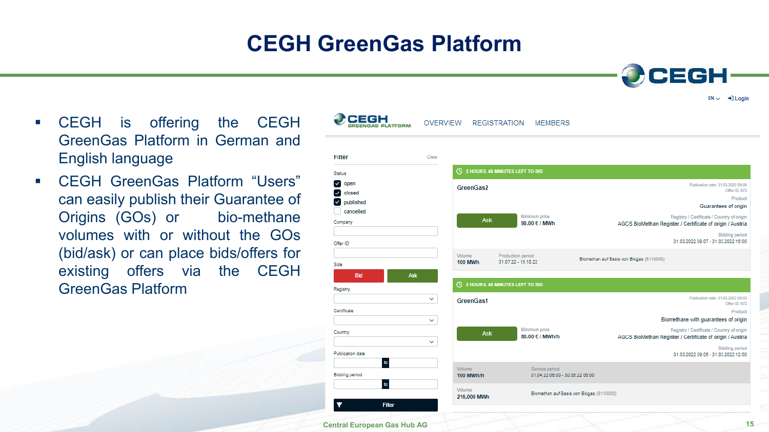# CEGH GreenGas Platform

- CEGH is offering the CEGH GreenGas Platform in German and English language
- CEGH GreenGas Platform "Users" can easily publish their Guarantee of Origins (GOs) or bio-methane volumes with or without the GOs (bid/ask) or can place bids/offers for existing offers via the CEGH GreenGas Platform

CEGH GREENGAS PLATFORM | OVERVIEW | REGISTRATION | MEMBERS

EN | Login

**Filter** — Clear

Status: open, closed, published, cancelled

Company

Offer ID

Side: Bid | Ask

Registry

Certificate

Country

Publication date: to

Bidding period: to

Filter

**5 HOURS, 48 MINUTES LEFT TO BID**

GreenGas2

Publication date: 31.03.2022 09:05
Offer ID: 673

Product: Guarantees of origin

Ask — Minimum price: 90.00 € / MWh

Registry / Certificate / Country of origin: AGCS BioMethan Register / Certificate of origin / Austria

Bidding period: 31.03.2022 09:07 - 31.03.2022 15:00

Volume: 100 MWh | Production period: 01.07.22 - 15.10.22 | Biomethan auf Basis von Biogas (B110000)

**2 HOURS, 48 MINUTES LEFT TO BID**

GreenGas1

Publication date: 31.03.2022 09:03
Offer ID: 672

Product: Biomethane with guarantees of origin

Ask — Minimum price: 80.00 € / MWh/h

Registry / Certificate / Country of origin: AGCS BioMethan Register / Certificate of origin / Austria

Bidding period: 31.03.2022 09:05 - 31.03.2022 12:00

Volume: 100 MWh/h | Service period: 01.04.22 06:00 - 30.06.22 06:00

Volume: 216,000 MWh | Biomethan auf Basis von Biogas (B110000)

Central European Gas Hub AG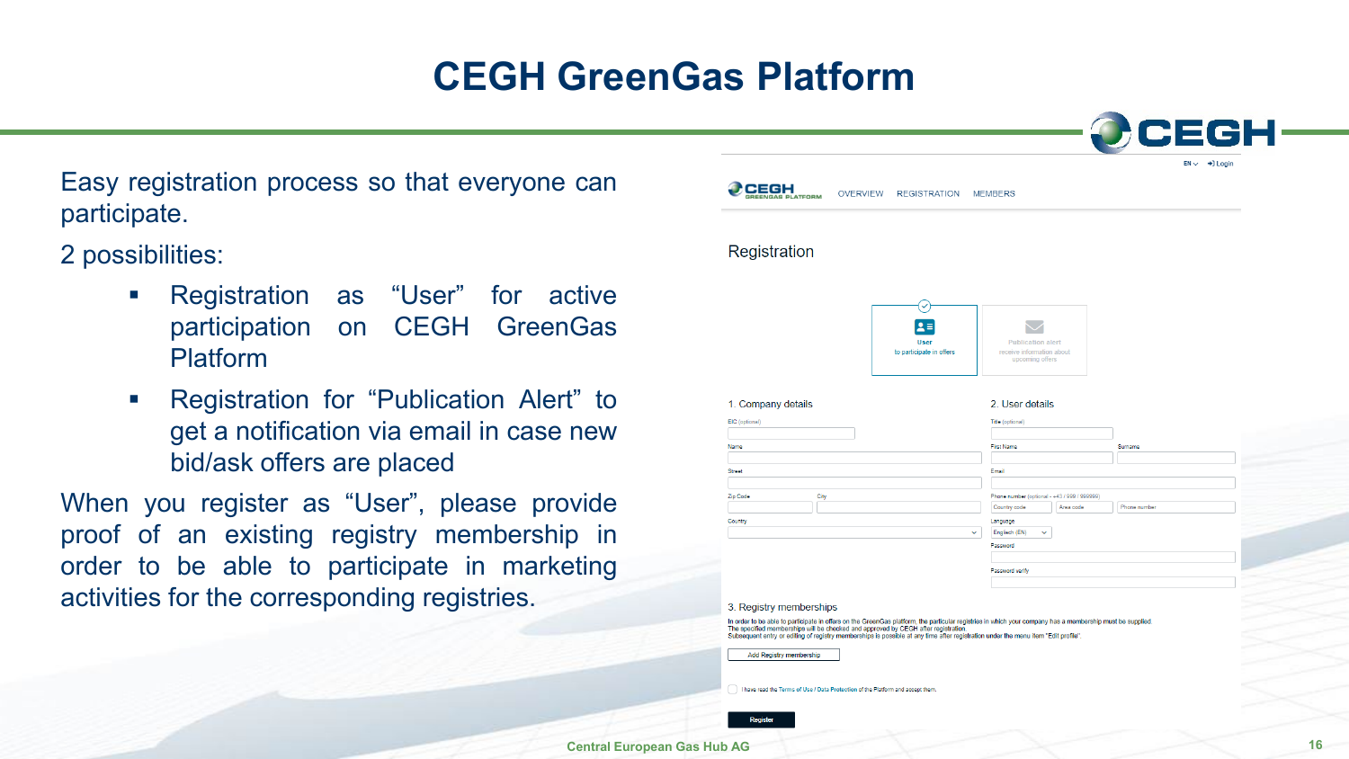# CEGH GreenGas Platform

Easy registration process so that everyone can participate.

2 possibilities:

- Registration as "User" for active participation on CEGH GreenGas Platform
- Registration for "Publication Alert" to get a notification via email in case new bid/ask offers are placed

When you register as "User", please provide proof of an existing registry membership in order to be able to participate in marketing activities for the corresponding registries.

Central European Gas Hub AG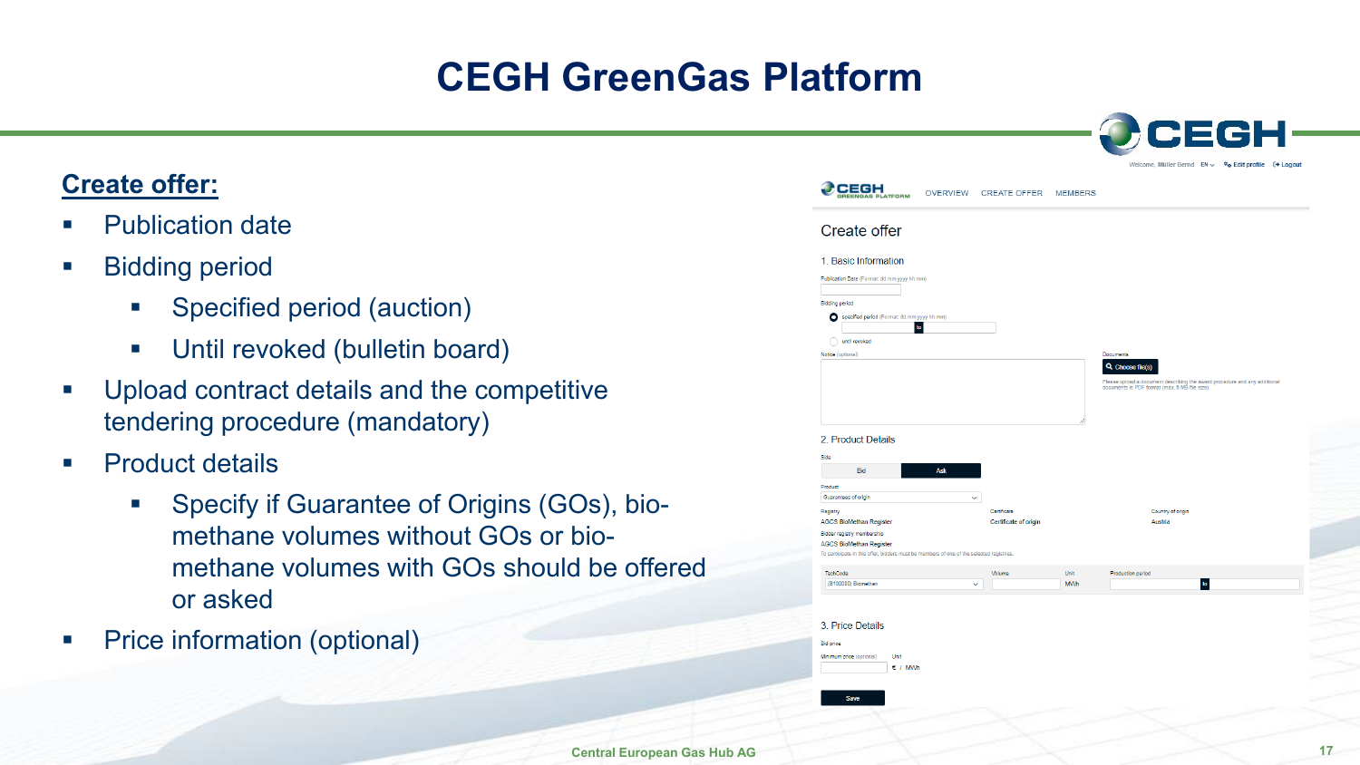# CEGH GreenGas Platform

**Create offer:**

- Publication date
- Bidding period
  - Specified period (auction)
  - Until revoked (bulletin board)
- Upload contract details and the competitive tendering procedure (mandatory)
- Product details
  - Specify if Guarantee of Origins (GOs), bio-methane volumes without GOs or bio-methane volumes with GOs should be offered or asked
- Price information (optional)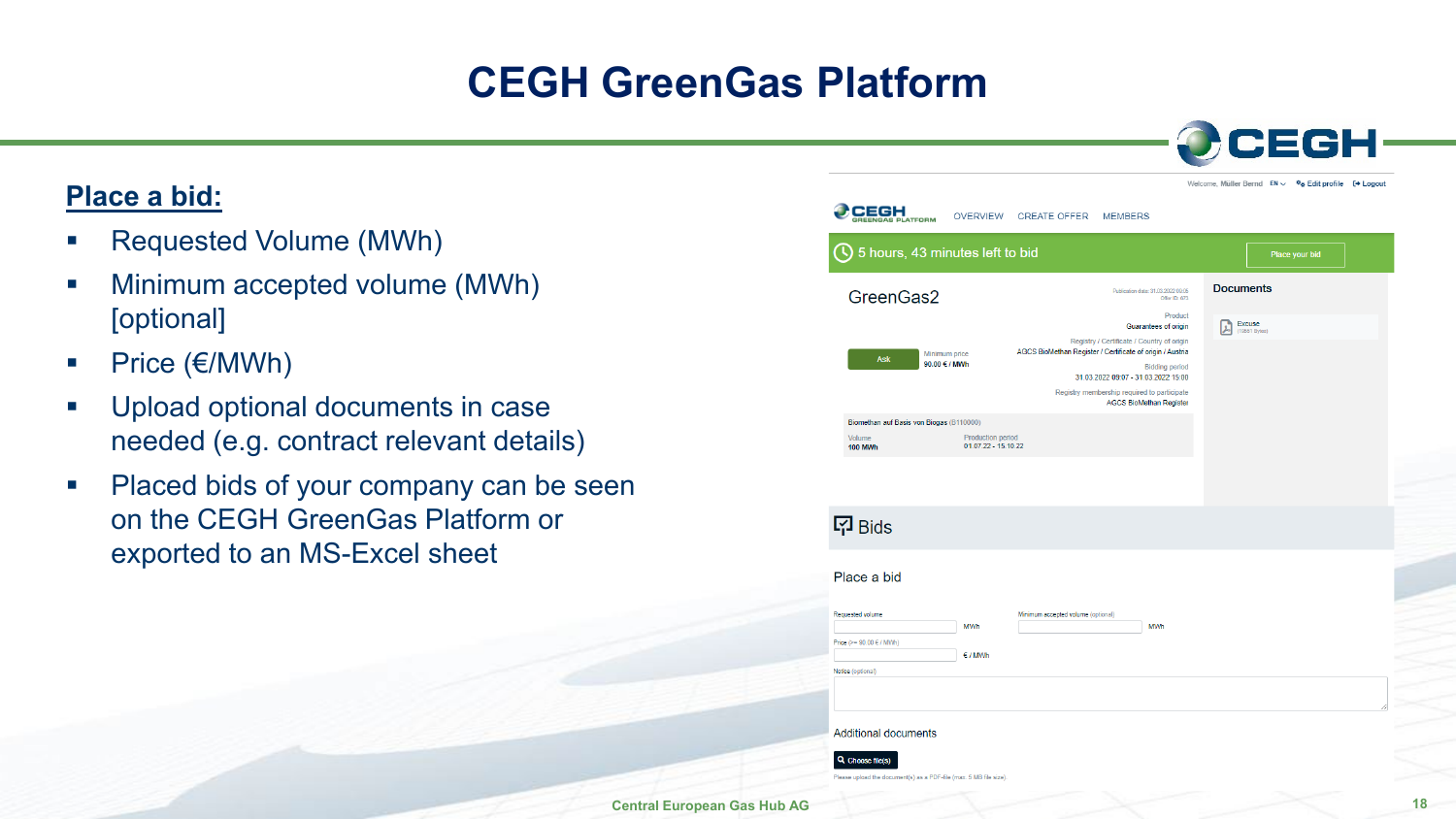# CEGH GreenGas Platform

## Place a bid:

- Requested Volume (MWh)
- Minimum accepted volume (MWh) [optional]
- Price (€/MWh)
- Upload optional documents in case needed (e.g. contract relevant details)
- Placed bids of your company can be seen on the CEGH GreenGas Platform or exported to an MS-Excel sheet

Welcome, Müller Bernd EN Edit profile Logout

CEGH GREENGAS PLATFORM OVERVIEW CREATE OFFER MEMBERS

5 hours, 43 minutes left to bid | Place your bid

GreenGas2

Publication date: 31.03.2022 09:06
Offer ID: 673

Ask | Minimum price 90.00 € / MWh

Product
Guarantees of origin

Registry / Certificate / Country of origin
AGCS BioMethan Register / Certificate of origin / Austria

Bidding period
31.03.2022 09:07 - 31.03.2022 15:00

Registry membership required to participate
AGCS BioMethan Register

Biomethan auf Basis von Biogas (B110000)

Volume 100 MWh | Production period 01.07.22 - 15.10.22

Documents

Excuse (15881 Bytes)

Bids

Place a bid

Requested volume ____ MWh | Minimum accepted volume (optional) ____ MWh

Price (>= 90.00 € / MWh) ____ € / MWh

Notice (optional)

Additional documents

Choose file(s)

Please upload the document(s) as a PDF-file (max. 5 MB file size).

Central European Gas Hub AG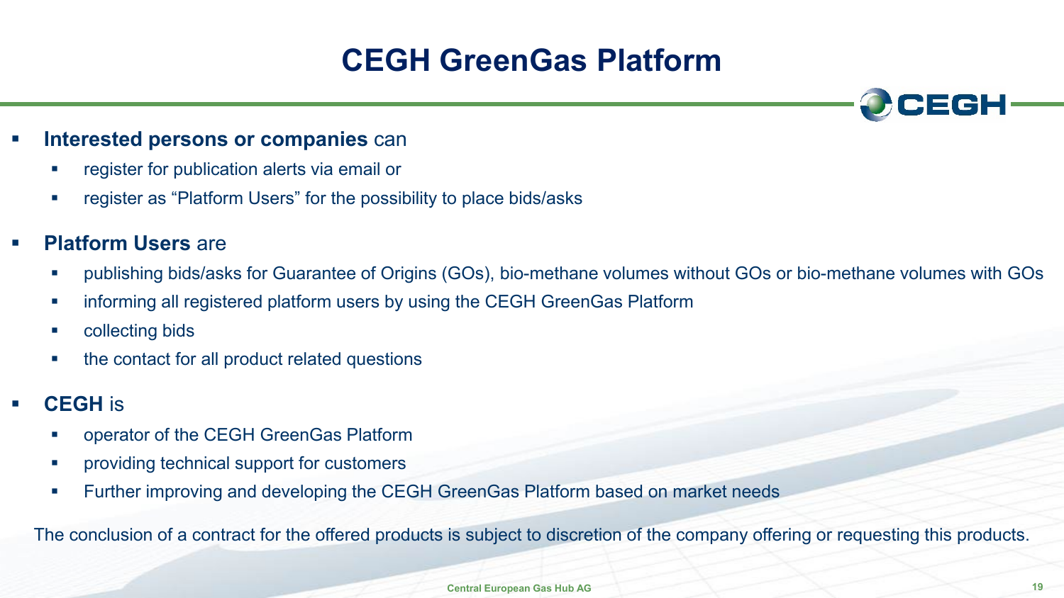# CEGH GreenGas Platform

- **Interested persons or companies** can
  - register for publication alerts via email or
  - register as “Platform Users” for the possibility to place bids/asks
- **Platform Users** are
  - publishing bids/asks for Guarantee of Origins (GOs), bio-methane volumes without GOs or bio-methane volumes with GOs
  - informing all registered platform users by using the CEGH GreenGas Platform
  - collecting bids
  - the contact for all product related questions
- **CEGH** is
  - operator of the CEGH GreenGas Platform
  - providing technical support for customers
  - Further improving and developing the CEGH GreenGas Platform based on market needs

The conclusion of a contract for the offered products is subject to discretion of the company offering or requesting this products.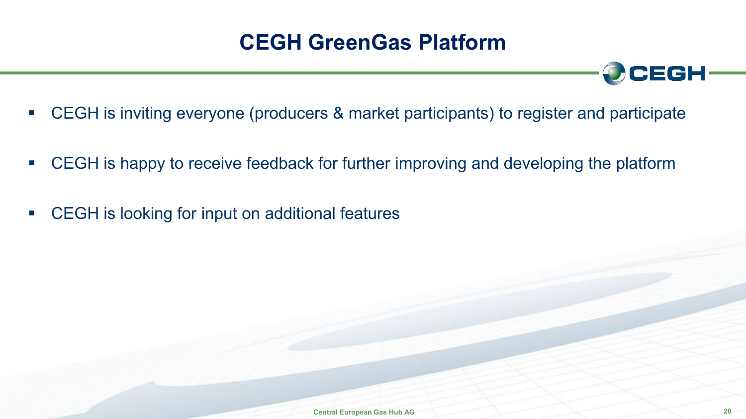# CEGH GreenGas Platform

- CEGH is inviting everyone (producers & market participants) to register and participate
- CEGH is happy to receive feedback for further improving and developing the platform
- CEGH is looking for input on additional features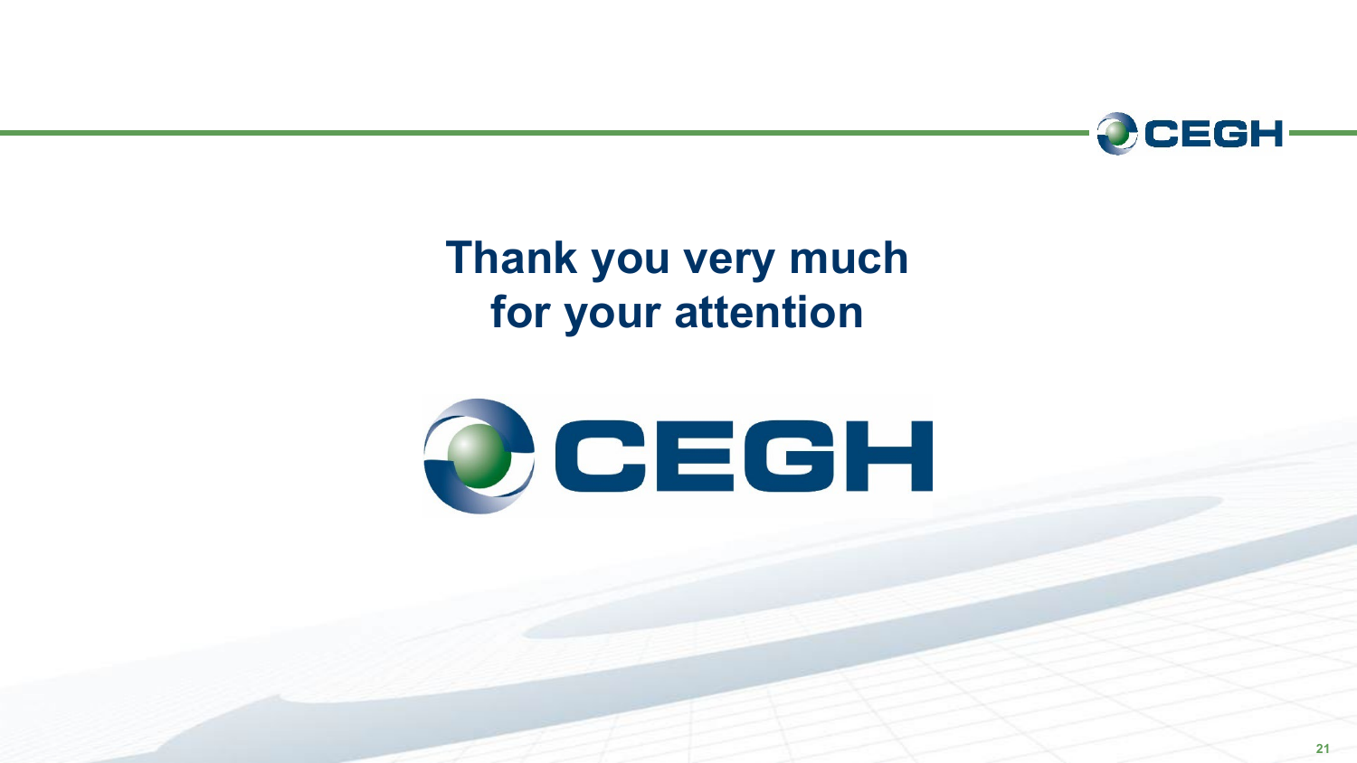**Thank you very much for your attention**

CEGH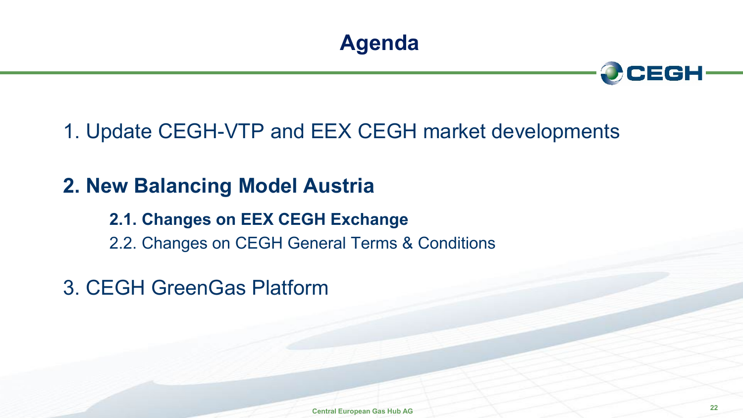# Agenda

1. Update CEGH-VTP and EEX CEGH market developments

2. **New Balancing Model Austria**

    **2.1. Changes on EEX CEGH Exchange**

    2.2. Changes on CEGH General Terms & Conditions

3. CEGH GreenGas Platform